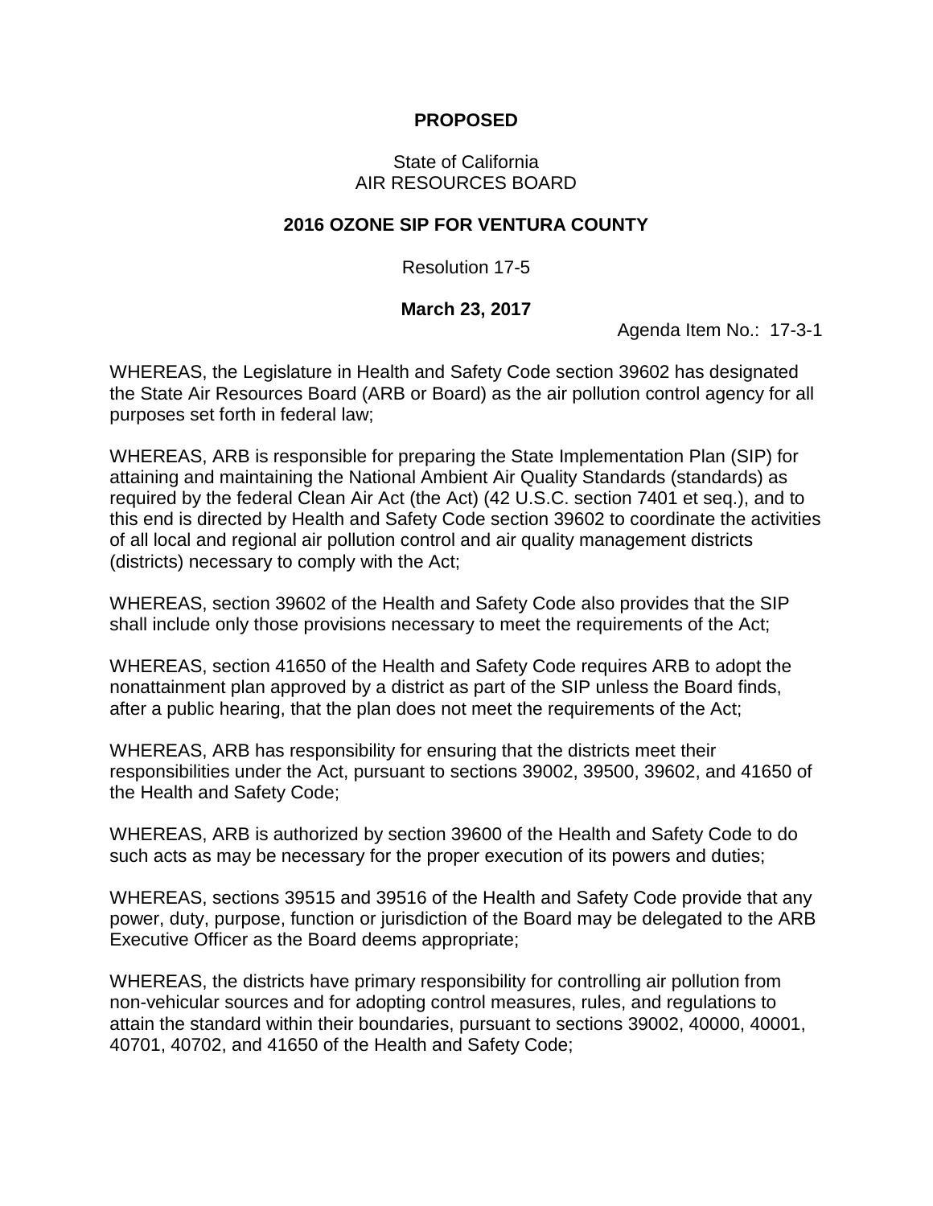**PROPOSED**

State of California
AIR RESOURCES BOARD

**2016 OZONE SIP FOR VENTURA COUNTY**

Resolution 17-5

**March 23, 2017**

Agenda Item No.: 17-3-1

WHEREAS, the Legislature in Health and Safety Code section 39602 has designated the State Air Resources Board (ARB or Board) as the air pollution control agency for all purposes set forth in federal law;

WHEREAS, ARB is responsible for preparing the State Implementation Plan (SIP) for attaining and maintaining the National Ambient Air Quality Standards (standards) as required by the federal Clean Air Act (the Act) (42 U.S.C. section 7401 et seq.), and to this end is directed by Health and Safety Code section 39602 to coordinate the activities of all local and regional air pollution control and air quality management districts (districts) necessary to comply with the Act;

WHEREAS, section 39602 of the Health and Safety Code also provides that the SIP shall include only those provisions necessary to meet the requirements of the Act;

WHEREAS, section 41650 of the Health and Safety Code requires ARB to adopt the nonattainment plan approved by a district as part of the SIP unless the Board finds, after a public hearing, that the plan does not meet the requirements of the Act;

WHEREAS, ARB has responsibility for ensuring that the districts meet their responsibilities under the Act, pursuant to sections 39002, 39500, 39602, and 41650 of the Health and Safety Code;

WHEREAS, ARB is authorized by section 39600 of the Health and Safety Code to do such acts as may be necessary for the proper execution of its powers and duties;

WHEREAS, sections 39515 and 39516 of the Health and Safety Code provide that any power, duty, purpose, function or jurisdiction of the Board may be delegated to the ARB Executive Officer as the Board deems appropriate;

WHEREAS, the districts have primary responsibility for controlling air pollution from non-vehicular sources and for adopting control measures, rules, and regulations to attain the standard within their boundaries, pursuant to sections 39002, 40000, 40001, 40701, 40702, and 41650 of the Health and Safety Code;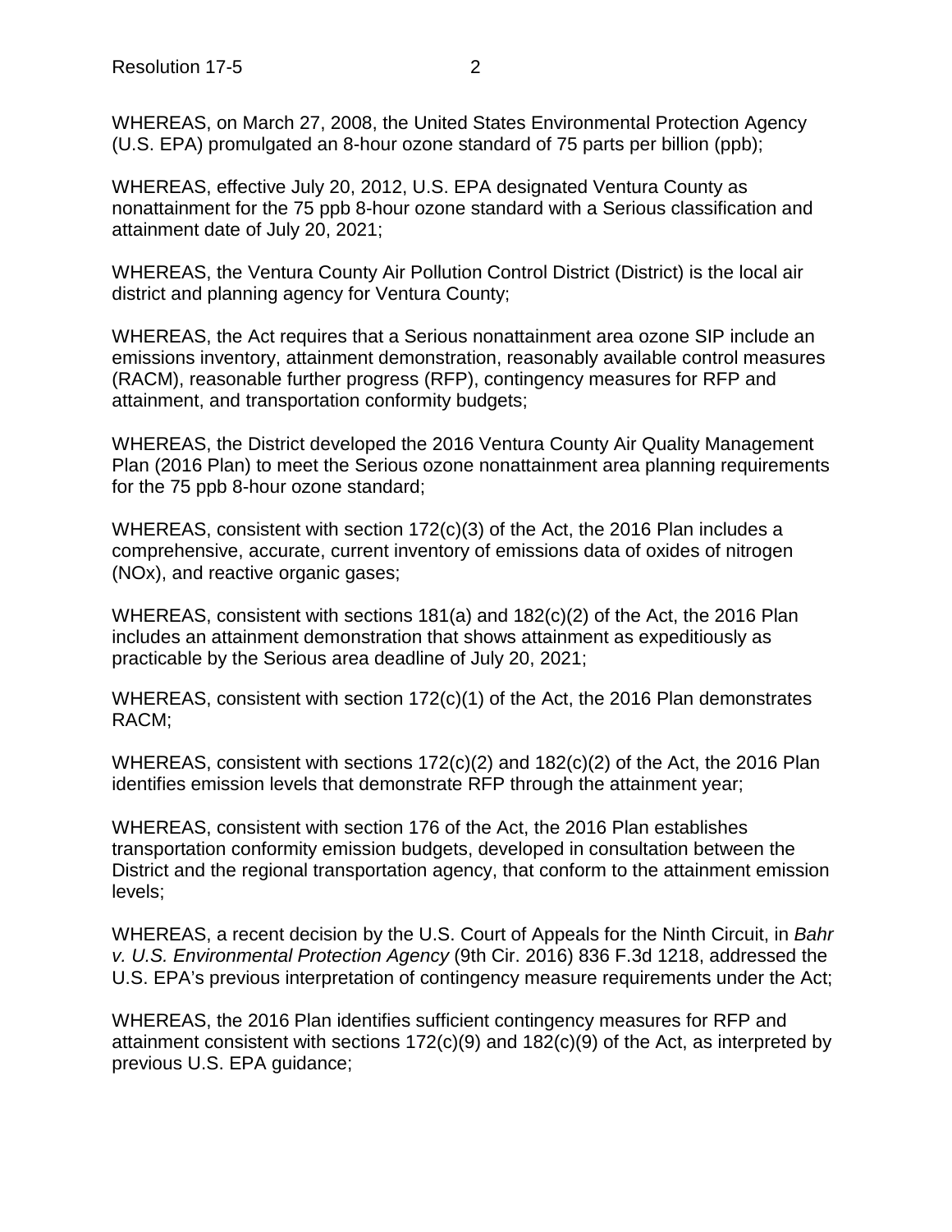WHEREAS, on March 27, 2008, the United States Environmental Protection Agency (U.S. EPA) promulgated an 8-hour ozone standard of 75 parts per billion (ppb);

WHEREAS, effective July 20, 2012, U.S. EPA designated Ventura County as nonattainment for the 75 ppb 8-hour ozone standard with a Serious classification and attainment date of July 20, 2021;

WHEREAS, the Ventura County Air Pollution Control District (District) is the local air district and planning agency for Ventura County;

WHEREAS, the Act requires that a Serious nonattainment area ozone SIP include an emissions inventory, attainment demonstration, reasonably available control measures (RACM), reasonable further progress (RFP), contingency measures for RFP and attainment, and transportation conformity budgets;

WHEREAS, the District developed the 2016 Ventura County Air Quality Management Plan (2016 Plan) to meet the Serious ozone nonattainment area planning requirements for the 75 ppb 8-hour ozone standard;

WHEREAS, consistent with section 172(c)(3) of the Act, the 2016 Plan includes a comprehensive, accurate, current inventory of emissions data of oxides of nitrogen (NOx), and reactive organic gases;

WHEREAS, consistent with sections 181(a) and 182(c)(2) of the Act, the 2016 Plan includes an attainment demonstration that shows attainment as expeditiously as practicable by the Serious area deadline of July 20, 2021;

WHEREAS, consistent with section 172(c)(1) of the Act, the 2016 Plan demonstrates RACM;

WHEREAS, consistent with sections 172(c)(2) and 182(c)(2) of the Act, the 2016 Plan identifies emission levels that demonstrate RFP through the attainment year;

WHEREAS, consistent with section 176 of the Act, the 2016 Plan establishes transportation conformity emission budgets, developed in consultation between the District and the regional transportation agency, that conform to the attainment emission levels;

WHEREAS, a recent decision by the U.S. Court of Appeals for the Ninth Circuit, in *Bahr v. U.S. Environmental Protection Agency* (9th Cir. 2016) 836 F.3d 1218, addressed the U.S. EPA's previous interpretation of contingency measure requirements under the Act;

WHEREAS, the 2016 Plan identifies sufficient contingency measures for RFP and attainment consistent with sections 172(c)(9) and 182(c)(9) of the Act, as interpreted by previous U.S. EPA guidance;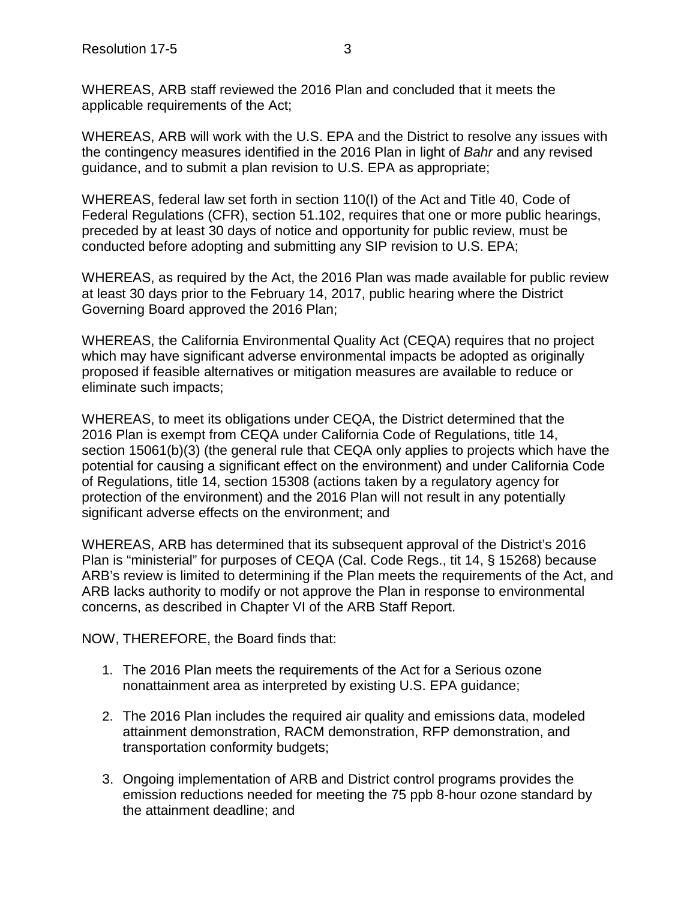WHEREAS, ARB staff reviewed the 2016 Plan and concluded that it meets the applicable requirements of the Act;

WHEREAS, ARB will work with the U.S. EPA and the District to resolve any issues with the contingency measures identified in the 2016 Plan in light of *Bahr* and any revised guidance, and to submit a plan revision to U.S. EPA as appropriate;

WHEREAS, federal law set forth in section 110(I) of the Act and Title 40, Code of Federal Regulations (CFR), section 51.102, requires that one or more public hearings, preceded by at least 30 days of notice and opportunity for public review, must be conducted before adopting and submitting any SIP revision to U.S. EPA;

WHEREAS, as required by the Act, the 2016 Plan was made available for public review at least 30 days prior to the February 14, 2017, public hearing where the District Governing Board approved the 2016 Plan;

WHEREAS, the California Environmental Quality Act (CEQA) requires that no project which may have significant adverse environmental impacts be adopted as originally proposed if feasible alternatives or mitigation measures are available to reduce or eliminate such impacts;

WHEREAS, to meet its obligations under CEQA, the District determined that the 2016 Plan is exempt from CEQA under California Code of Regulations, title 14, section 15061(b)(3) (the general rule that CEQA only applies to projects which have the potential for causing a significant effect on the environment) and under California Code of Regulations, title 14, section 15308 (actions taken by a regulatory agency for protection of the environment) and the 2016 Plan will not result in any potentially significant adverse effects on the environment; and

WHEREAS, ARB has determined that its subsequent approval of the District's 2016 Plan is "ministerial" for purposes of CEQA (Cal. Code Regs., tit 14, § 15268) because ARB's review is limited to determining if the Plan meets the requirements of the Act, and ARB lacks authority to modify or not approve the Plan in response to environmental concerns, as described in Chapter VI of the ARB Staff Report.

NOW, THEREFORE, the Board finds that:

1. The 2016 Plan meets the requirements of the Act for a Serious ozone nonattainment area as interpreted by existing U.S. EPA guidance;

2. The 2016 Plan includes the required air quality and emissions data, modeled attainment demonstration, RACM demonstration, RFP demonstration, and transportation conformity budgets;

3. Ongoing implementation of ARB and District control programs provides the emission reductions needed for meeting the 75 ppb 8-hour ozone standard by the attainment deadline; and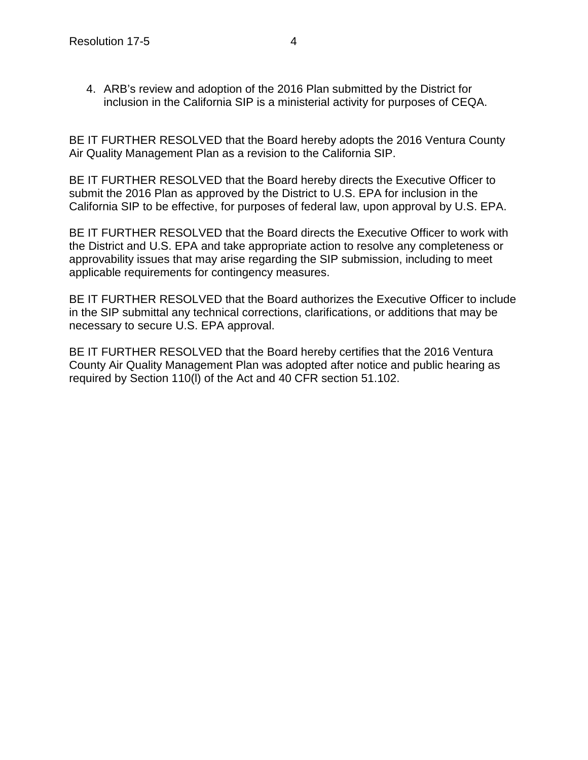4. ARB's review and adoption of the 2016 Plan submitted by the District for inclusion in the California SIP is a ministerial activity for purposes of CEQA.

BE IT FURTHER RESOLVED that the Board hereby adopts the 2016 Ventura County Air Quality Management Plan as a revision to the California SIP.

BE IT FURTHER RESOLVED that the Board hereby directs the Executive Officer to submit the 2016 Plan as approved by the District to U.S. EPA for inclusion in the California SIP to be effective, for purposes of federal law, upon approval by U.S. EPA.

BE IT FURTHER RESOLVED that the Board directs the Executive Officer to work with the District and U.S. EPA and take appropriate action to resolve any completeness or approvability issues that may arise regarding the SIP submission, including to meet applicable requirements for contingency measures.

BE IT FURTHER RESOLVED that the Board authorizes the Executive Officer to include in the SIP submittal any technical corrections, clarifications, or additions that may be necessary to secure U.S. EPA approval.

BE IT FURTHER RESOLVED that the Board hereby certifies that the 2016 Ventura County Air Quality Management Plan was adopted after notice and public hearing as required by Section 110(l) of the Act and 40 CFR section 51.102.